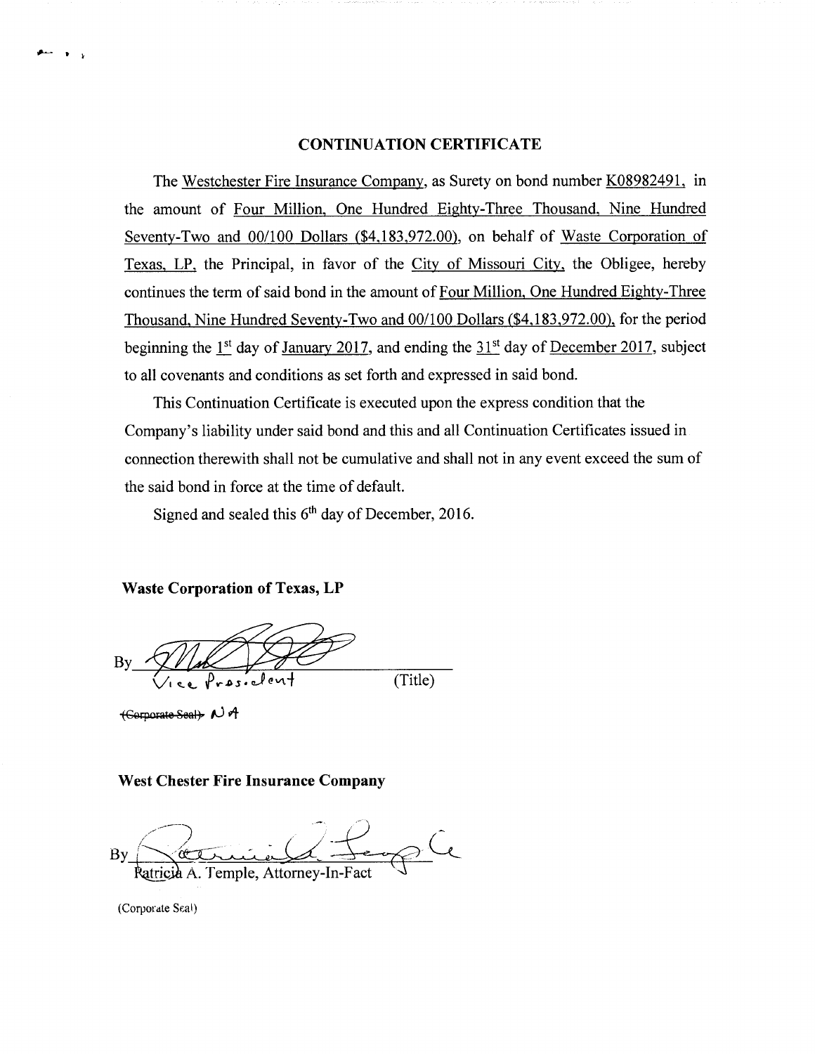# CONTINUATION CERTIFICATE

The Westchester Fire Insurance Company, as Surety on bond number K08982491, in the amount of Four Million, One Hundred Eighty-Three Thousand, Nine Hundred Seventy-Two and 00/100 Dollars ($4,183,972.00), on behalf of Waste Corporation of Texas, LP, the Principal, in favor of the City of Missouri City, the Obligee, hereby continues the term of said bond in the amount of Four Million, One Hundred Eighty-Three Thousand, Nine Hundred Seventy-Two and 00/100 Dollars ($4,183,972.00), for the period beginning the 1st day of January 2017, and ending the 31st day of December 2017, subject to all covenants and conditions as set forth and expressed in said bond.

This Continuation Certificate is executed upon the express condition that the Company's liability under said bond and this and all Continuation Certificates issued in connection therewith shall not be cumulative and shall not in any event exceed the sum of the said bond in force at the time of default.

Signed and sealed this 6th day of December, 2016.

**Waste Corporation of Texas, LP**

By ______________________________
Vice President (Title)

~~(Corporate Seal)~~ NA

**West Chester Fire Insurance Company**

By ______________________________
Patricia A. Temple, Attorney-In-Fact

(Corporate Seal)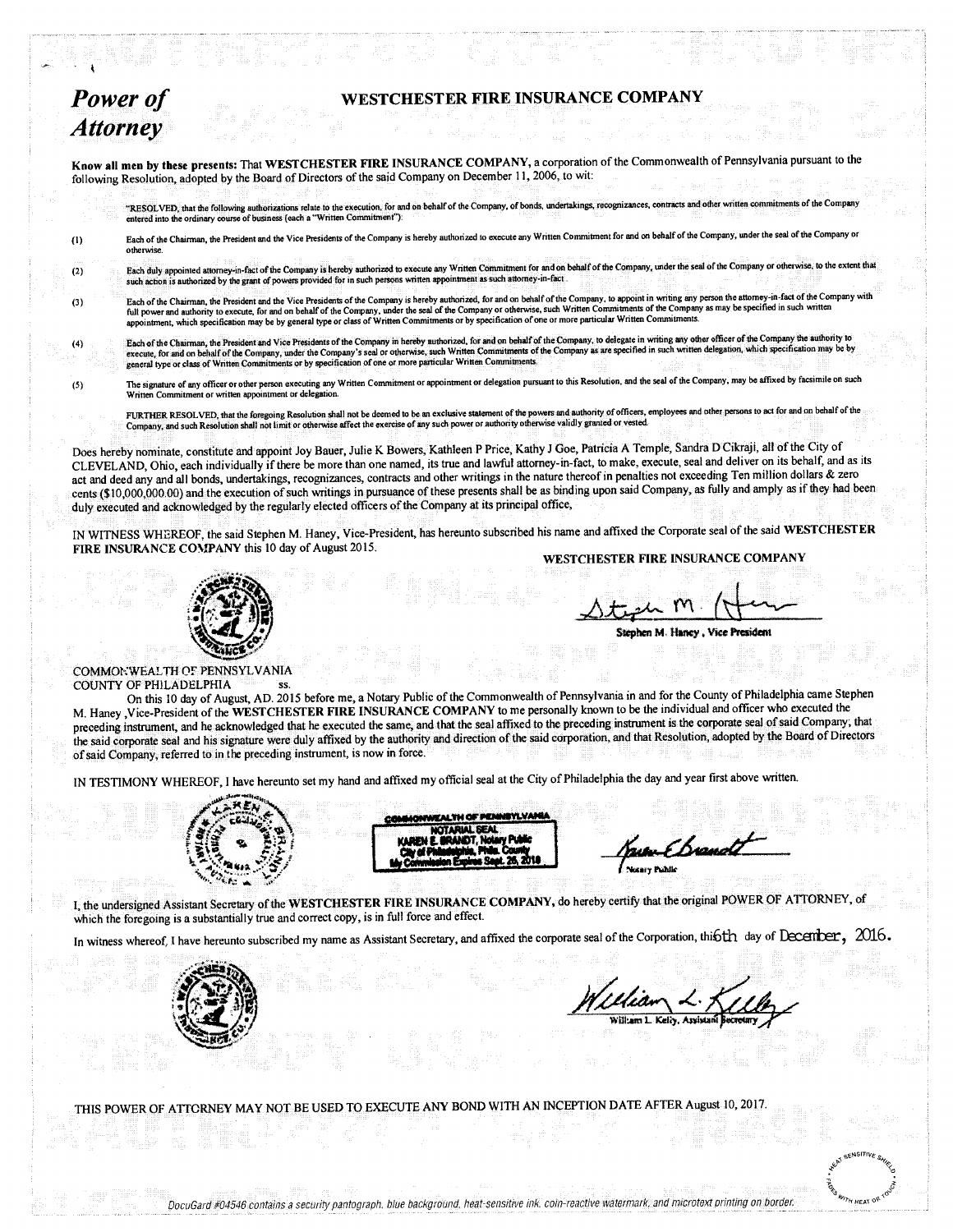# Power of Attorney

## WESTCHESTER FIRE INSURANCE COMPANY

**Know all men by these presents:** That **WESTCHESTER FIRE INSURANCE COMPANY**, a corporation of the Commonwealth of Pennsylvania pursuant to the following Resolution, adopted by the Board of Directors of the said Company on December 11, 2006, to wit:

"RESOLVED, that the following authorizations relate to the execution, for and on behalf of the Company, of bonds, undertakings, recognizances, contracts and other written commitments of the Company entered into the ordinary course of business (each a "Written Commitment"):

(1) Each of the Chairman, the President and the Vice Presidents of the Company is hereby authorized to execute any Written Commitment for and on behalf of the Company, under the seal of the Company or otherwise.

(2) Each duly appointed attorney-in-fact of the Company is hereby authorized to execute any Written Commitment for and on behalf of the Company, under the seal of the Company or otherwise, to the extent that such action is authorized by the grant of powers provided for in such persons written appointment as such attorney-in-fact.

(3) Each of the Chairman, the President and the Vice Presidents of the Company is hereby authorized, for and on behalf of the Company, to appoint in writing any person the attorney-in-fact of the Company with full power and authority to execute, for and on behalf of the Company, under the seal of the Company or otherwise, such Written Commitments of the Company as may be specified in such written appointment, which specification may be by general type or class of Written Commitments or by specification of one or more particular Written Commitments.

(4) Each of the Chairman, the President and Vice Presidents of the Company in hereby authorized, for and on behalf of the Company, to delegate in writing any other officer of the Company the authority to execute, for and on behalf of the Company, under the Company's seal or otherwise, such Written Commitments of the Company as are specified in such written delegation, which specification may be by general type or class of Written Commitments or by specification of one or more particular Written Commitments.

(5) The signature of any officer or other person executing any Written Commitment or appointment or delegation pursuant to this Resolution, and the seal of the Company, may be affixed by facsimile on such Written Commitment or written appointment or delegation.

FURTHER RESOLVED, that the foregoing Resolution shall not be deemed to be an exclusive statement of the powers and authority of officers, employees and other persons to act for and on behalf of the Company, and such Resolution shall not limit or otherwise affect the exercise of any such power or authority otherwise validly granted or vested.

Does hereby nominate, constitute and appoint Joy Bauer, Julie K Bowers, Kathleen P Price, Kathy J Goe, Patricia A Temple, Sandra D Cikraji, all of the City of CLEVELAND, Ohio, each individually if there be more than one named, its true and lawful attorney-in-fact, to make, execute, seal and deliver on its behalf, and as its act and deed any and all bonds, undertakings, recognizances, contracts and other writings in the nature thereof in penalties not exceeding Ten million dollars & zero cents ($10,000,000.00) and the execution of such writings in pursuance of these presents shall be as binding upon said Company, as fully and amply as if they had been duly executed and acknowledged by the regularly elected officers of the Company at its principal office,

IN WITNESS WHEREOF, the said Stephen M. Haney, Vice-President, has hereunto subscribed his name and affixed the Corporate seal of the said **WESTCHESTER FIRE INSURANCE COMPANY** this 10 day of August 2015.

**WESTCHESTER FIRE INSURANCE COMPANY**

Stephen M. Haney

**Stephen M. Haney, Vice President**

COMMONWEALTH OF PENNSYLVANIA
COUNTY OF PHILADELPHIA ss.

On this 10 day of August, AD. 2015 before me, a Notary Public of the Commonwealth of Pennsylvania in and for the County of Philadelphia came Stephen M. Haney ,Vice-President of the **WESTCHESTER FIRE INSURANCE COMPANY** to me personally known to be the individual and officer who executed the preceding instrument, and he acknowledged that he executed the same, and that the seal affixed to the preceding instrument is the corporate seal of said Company; that the said corporate seal and his signature were duly affixed by the authority and direction of the said corporation, and that Resolution, adopted by the Board of Directors of said Company, referred to in the preceding instrument, is now in force.

IN TESTIMONY WHEREOF, I have hereunto set my hand and affixed my official seal at the City of Philadelphia the day and year first above written.

COMMONWEALTH OF PENNSYLVANIA
NOTARIAL SEAL
KAREN E. BRANDT, Notary Public
City of Philadelphia, Phila. County
My Commission Expires Sept. 26, 2018

Karen E Brandt
Notary Public

I, the undersigned Assistant Secretary of the **WESTCHESTER FIRE INSURANCE COMPANY**, do hereby certify that the original POWER OF ATTORNEY, of which the foregoing is a substantially true and correct copy, is in full force and effect.

In witness whereof, I have hereunto subscribed my name as Assistant Secretary, and affixed the corporate seal of the Corporation, this 6th day of December, 2016.

William L. Kelly

William L. Kelly, Assistant Secretary

THIS POWER OF ATTORNEY MAY NOT BE USED TO EXECUTE ANY BOND WITH AN INCEPTION DATE AFTER August 10, 2017.

*DocuGard #04546 contains a security pantograph, blue background, heat-sensitive ink, coin-reactive watermark, and microtext printing on border.*